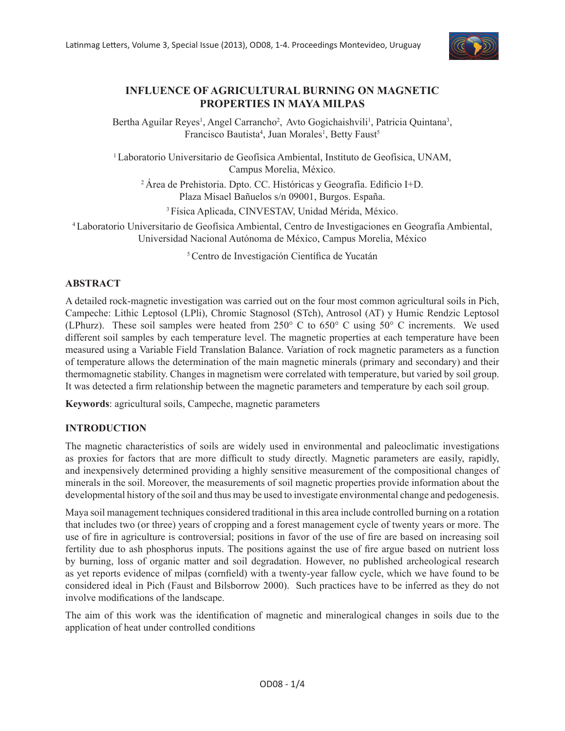# INFLUENCE OF AGRICULTURAL BURNING ON MAGNETIC PROPERTIES IN MAYA MILPAS

Bertha Aguilar Reyes[1], Angel Carrancho[2], Avto Gogichaishvili[1], Patricia Quintana[3], Francisco Bautista[4], Juan Morales[1], Betty Faust[5]

[1] Laboratorio Universitario de Geofísica Ambiental, Instituto de Geofísica, UNAM, Campus Morelia, México.

[2] Área de Prehistoria. Dpto. CC. Históricas y Geografía. Edificio I+D. Plaza Misael Bañuelos s/n 09001, Burgos. España.

[3] Física Aplicada, CINVESTAV, Unidad Mérida, México.

[4] Laboratorio Universitario de Geofísica Ambiental, Centro de Investigaciones en Geografía Ambiental, Universidad Nacional Autónoma de México, Campus Morelia, México

[5] Centro de Investigación Científica de Yucatán

## ABSTRACT

A detailed rock-magnetic investigation was carried out on the four most common agricultural soils in Pich, Campeche: Lithic Leptosol (LPli), Chromic Stagnosol (STch), Antrosol (AT) y Humic Rendzic Leptosol (LPhurz). These soil samples were heated from 250° C to 650° C using 50° C increments. We used different soil samples by each temperature level. The magnetic properties at each temperature have been measured using a Variable Field Translation Balance. Variation of rock magnetic parameters as a function of temperature allows the determination of the main magnetic minerals (primary and secondary) and their thermomagnetic stability. Changes in magnetism were correlated with temperature, but varied by soil group. It was detected a firm relationship between the magnetic parameters and temperature by each soil group.

**Keywords**: agricultural soils, Campeche, magnetic parameters

## INTRODUCTION

The magnetic characteristics of soils are widely used in environmental and paleoclimatic investigations as proxies for factors that are more difficult to study directly. Magnetic parameters are easily, rapidly, and inexpensively determined providing a highly sensitive measurement of the compositional changes of minerals in the soil. Moreover, the measurements of soil magnetic properties provide information about the developmental history of the soil and thus may be used to investigate environmental change and pedogenesis.

Maya soil management techniques considered traditional in this area include controlled burning on a rotation that includes two (or three) years of cropping and a forest management cycle of twenty years or more. The use of fire in agriculture is controversial; positions in favor of the use of fire are based on increasing soil fertility due to ash phosphorus inputs. The positions against the use of fire argue based on nutrient loss by burning, loss of organic matter and soil degradation. However, no published archeological research as yet reports evidence of milpas (cornfield) with a twenty-year fallow cycle, which we have found to be considered ideal in Pich (Faust and Bilsborrow 2000). Such practices have to be inferred as they do not involve modifications of the landscape.

The aim of this work was the identification of magnetic and mineralogical changes in soils due to the application of heat under controlled conditions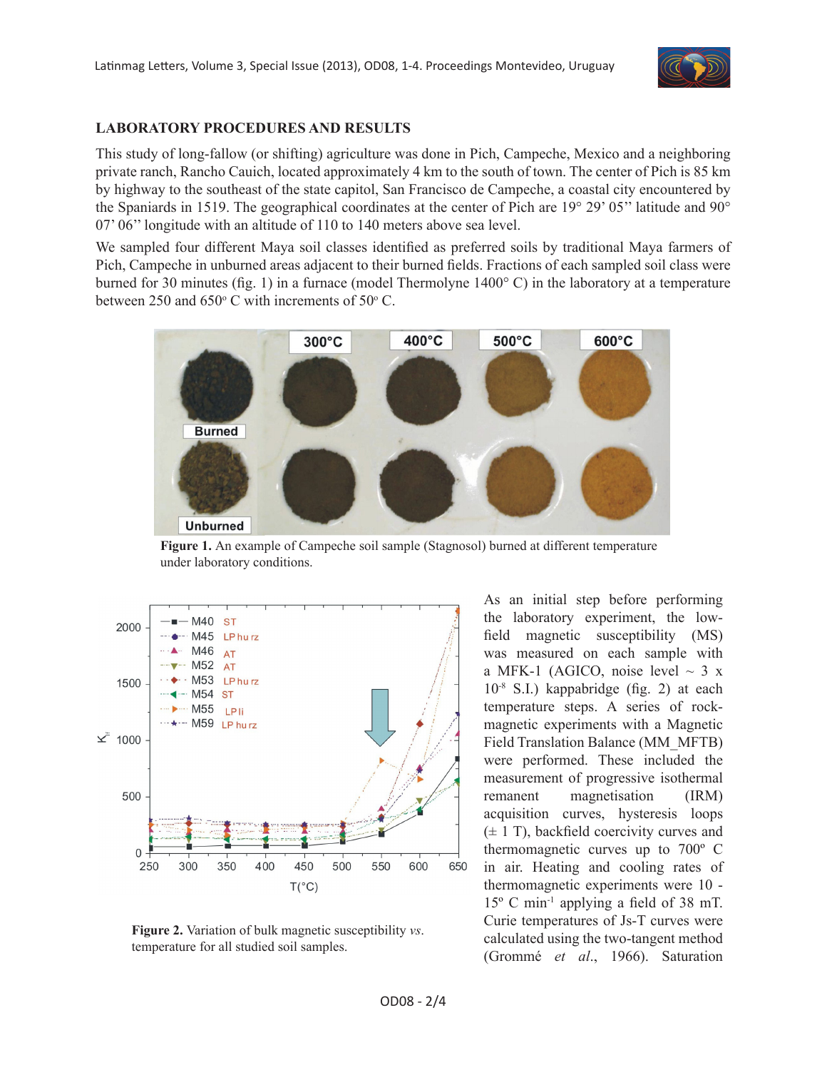## LABORATORY PROCEDURES AND RESULTS

This study of long-fallow (or shifting) agriculture was done in Pich, Campeche, Mexico and a neighboring private ranch, Rancho Cauich, located approximately 4 km to the south of town. The center of Pich is 85 km by highway to the southeast of the state capitol, San Francisco de Campeche, a coastal city encountered by the Spaniards in 1519. The geographical coordinates at the center of Pich are 19° 29' 05'' latitude and 90° 07' 06'' longitude with an altitude of 110 to 140 meters above sea level.

We sampled four different Maya soil classes identified as preferred soils by traditional Maya farmers of Pich, Campeche in unburned areas adjacent to their burned fields. Fractions of each sampled soil class were burned for 30 minutes (fig. 1) in a furnace (model Thermolyne 1400° C) in the laboratory at a temperature between 250 and 650° C with increments of 50° C.

**Figure 1.** An example of Campeche soil sample (Stagnosol) burned at different temperature under laboratory conditions.

**Figure 2.** Variation of bulk magnetic susceptibility *vs.* temperature for all studied soil samples.

As an initial step before performing the laboratory experiment, the low-field magnetic susceptibility (MS) was measured on each sample with a MFK-1 (AGICO, noise level ~ 3 x $10^{-8}$ S.I.) kappabridge (fig. 2) at each temperature steps. A series of rock-magnetic experiments with a Magnetic Field Translation Balance (MM_MFTB) were performed. These included the measurement of progressive isothermal remanent magnetisation (IRM) acquisition curves, hysteresis loops (± 1 T), backfield coercivity curves and thermomagnetic curves up to 700° C in air. Heating and cooling rates of thermomagnetic experiments were 10 - 15° C $\text{min}^{-1}$ applying a field of 38 mT. Curie temperatures of Js-T curves were calculated using the two-tangent method (Grommé *et al.*, 1966). Saturation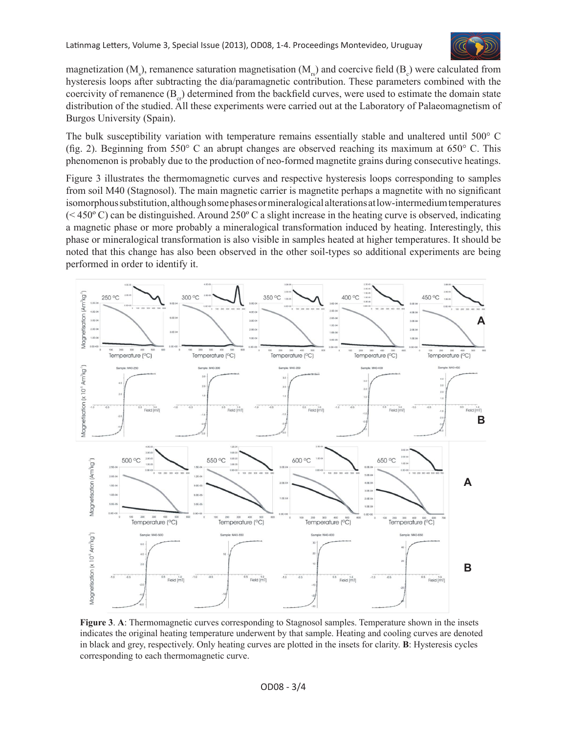magnetization ($M_s$), remanence saturation magnetisation ($M_{rs}$) and coercive field ($B_c$) were calculated from hysteresis loops after subtracting the dia/paramagnetic contribution. These parameters combined with the coercivity of remanence ($B_{cr}$) determined from the backfield curves, were used to estimate the domain state distribution of the studied. All these experiments were carried out at the Laboratory of Palaeomagnetism of Burgos University (Spain).

The bulk susceptibility variation with temperature remains essentially stable and unaltered until 500° C (fig. 2). Beginning from 550° C an abrupt changes are observed reaching its maximum at 650° C. This phenomenon is probably due to the production of neo-formed magnetite grains during consecutive heatings.

Figure 3 illustrates the thermomagnetic curves and respective hysteresis loops corresponding to samples from soil M40 (Stagnosol). The main magnetic carrier is magnetite perhaps a magnetite with no significant isomorphous substitution, although some phases or mineralogical alterations at low-intermedium temperatures (< 450º C) can be distinguished. Around 250º C a slight increase in the heating curve is observed, indicating a magnetic phase or more probably a mineralogical transformation induced by heating. Interestingly, this phase or mineralogical transformation is also visible in samples heated at higher temperatures. It should be noted that this change has also been observed in the other soil-types so additional experiments are being performed in order to identify it.

**Figure 3**. **A**: Thermomagnetic curves corresponding to Stagnosol samples. Temperature shown in the insets indicates the original heating temperature underwent by that sample. Heating and cooling curves are denoted in black and grey, respectively. Only heating curves are plotted in the insets for clarity. **B**: Hysteresis cycles corresponding to each thermomagnetic curve.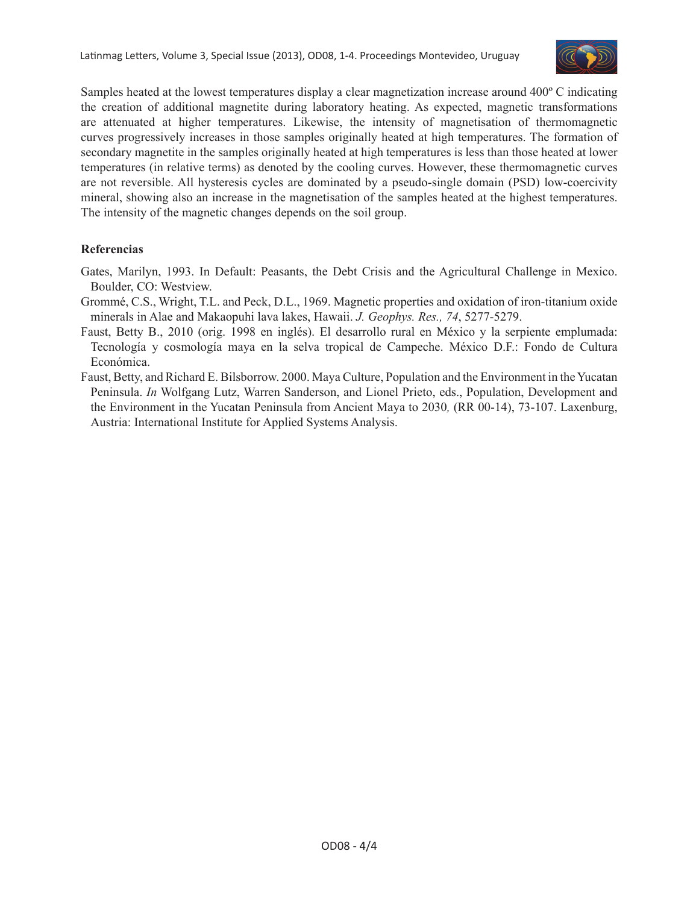Samples heated at the lowest temperatures display a clear magnetization increase around 400º C indicating the creation of additional magnetite during laboratory heating. As expected, magnetic transformations are attenuated at higher temperatures. Likewise, the intensity of magnetisation of thermomagnetic curves progressively increases in those samples originally heated at high temperatures. The formation of secondary magnetite in the samples originally heated at high temperatures is less than those heated at lower temperatures (in relative terms) as denoted by the cooling curves. However, these thermomagnetic curves are not reversible. All hysteresis cycles are dominated by a pseudo-single domain (PSD) low-coercivity mineral, showing also an increase in the magnetisation of the samples heated at the highest temperatures. The intensity of the magnetic changes depends on the soil group.

**Referencias**

Gates, Marilyn, 1993. In Default: Peasants, the Debt Crisis and the Agricultural Challenge in Mexico. Boulder, CO: Westview.

Grommé, C.S., Wright, T.L. and Peck, D.L., 1969. Magnetic properties and oxidation of iron-titanium oxide minerals in Alae and Makaopuhi lava lakes, Hawaii. *J. Geophys. Res., 74*, 5277-5279.

Faust, Betty B., 2010 (orig. 1998 en inglés). El desarrollo rural en México y la serpiente emplumada: Tecnología y cosmología maya en la selva tropical de Campeche. México D.F.: Fondo de Cultura Económica.

Faust, Betty, and Richard E. Bilsborrow. 2000. Maya Culture, Population and the Environment in the Yucatan Peninsula. *In* Wolfgang Lutz, Warren Sanderson, and Lionel Prieto, eds., Population, Development and the Environment in the Yucatan Peninsula from Ancient Maya to 2030, (RR 00-14), 73-107. Laxenburg, Austria: International Institute for Applied Systems Analysis.